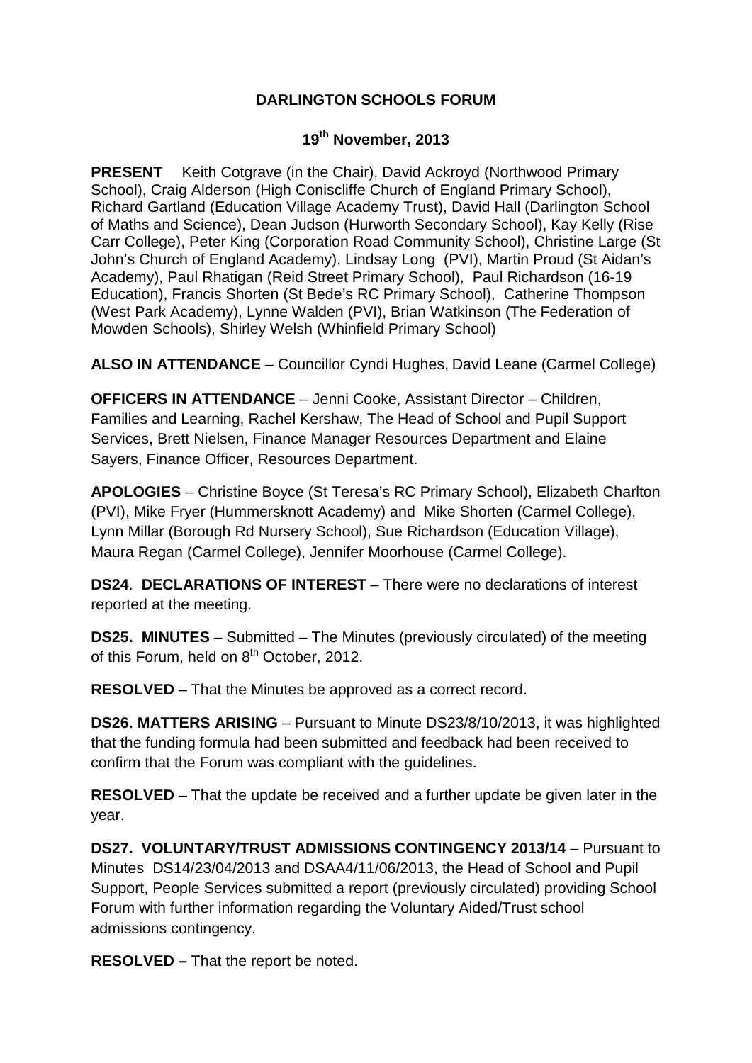# DARLINGTON SCHOOLS FORUM

## 19th November, 2013

**PRESENT** Keith Cotgrave (in the Chair), David Ackroyd (Northwood Primary School), Craig Alderson (High Coniscliffe Church of England Primary School), Richard Gartland (Education Village Academy Trust), David Hall (Darlington School of Maths and Science), Dean Judson (Hurworth Secondary School), Kay Kelly (Rise Carr College), Peter King (Corporation Road Community School), Christine Large (St John's Church of England Academy), Lindsay Long (PVI), Martin Proud (St Aidan's Academy), Paul Rhatigan (Reid Street Primary School), Paul Richardson (16-19 Education), Francis Shorten (St Bede's RC Primary School), Catherine Thompson (West Park Academy), Lynne Walden (PVI), Brian Watkinson (The Federation of Mowden Schools), Shirley Welsh (Whinfield Primary School)

**ALSO IN ATTENDANCE** – Councillor Cyndi Hughes, David Leane (Carmel College)

**OFFICERS IN ATTENDANCE** – Jenni Cooke, Assistant Director – Children, Families and Learning, Rachel Kershaw, The Head of School and Pupil Support Services, Brett Nielsen, Finance Manager Resources Department and Elaine Sayers, Finance Officer, Resources Department.

**APOLOGIES** – Christine Boyce (St Teresa's RC Primary School), Elizabeth Charlton (PVI), Mike Fryer (Hummersknott Academy) and Mike Shorten (Carmel College), Lynn Millar (Borough Rd Nursery School), Sue Richardson (Education Village), Maura Regan (Carmel College), Jennifer Moorhouse (Carmel College).

**DS24**. **DECLARATIONS OF INTEREST** – There were no declarations of interest reported at the meeting.

**DS25. MINUTES** – Submitted – The Minutes (previously circulated) of the meeting of this Forum, held on 8th October, 2012.

**RESOLVED** – That the Minutes be approved as a correct record.

**DS26. MATTERS ARISING** – Pursuant to Minute DS23/8/10/2013, it was highlighted that the funding formula had been submitted and feedback had been received to confirm that the Forum was compliant with the guidelines.

**RESOLVED** – That the update be received and a further update be given later in the year.

**DS27. VOLUNTARY/TRUST ADMISSIONS CONTINGENCY 2013/14** – Pursuant to Minutes DS14/23/04/2013 and DSAA4/11/06/2013, the Head of School and Pupil Support, People Services submitted a report (previously circulated) providing School Forum with further information regarding the Voluntary Aided/Trust school admissions contingency.

**RESOLVED –** That the report be noted.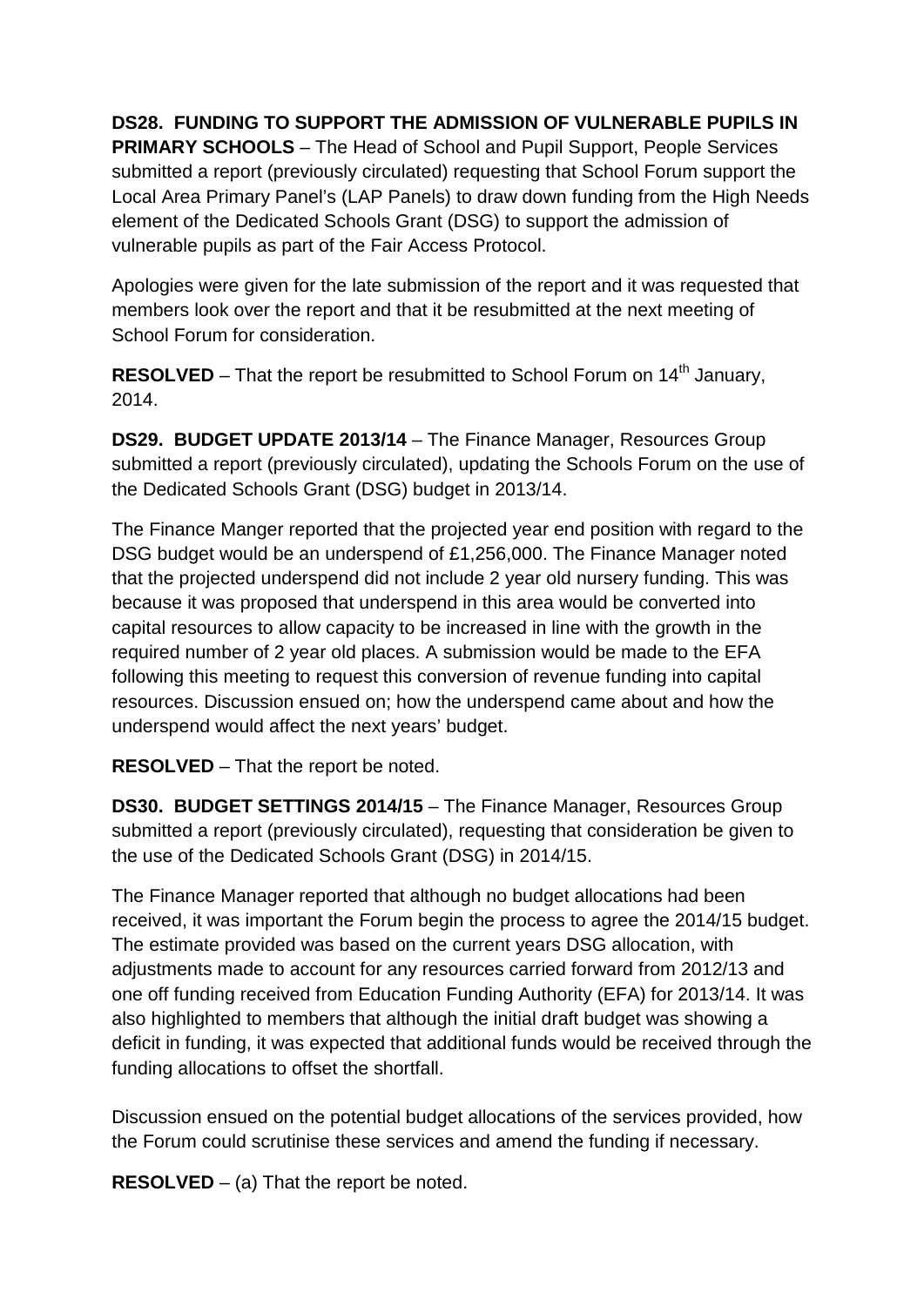**DS28. FUNDING TO SUPPORT THE ADMISSION OF VULNERABLE PUPILS IN PRIMARY SCHOOLS** – The Head of School and Pupil Support, People Services submitted a report (previously circulated) requesting that School Forum support the Local Area Primary Panel's (LAP Panels) to draw down funding from the High Needs element of the Dedicated Schools Grant (DSG) to support the admission of vulnerable pupils as part of the Fair Access Protocol.

Apologies were given for the late submission of the report and it was requested that members look over the report and that it be resubmitted at the next meeting of School Forum for consideration.

**RESOLVED** – That the report be resubmitted to School Forum on 14th January, 2014.

**DS29. BUDGET UPDATE 2013/14** – The Finance Manager, Resources Group submitted a report (previously circulated), updating the Schools Forum on the use of the Dedicated Schools Grant (DSG) budget in 2013/14.

The Finance Manger reported that the projected year end position with regard to the DSG budget would be an underspend of £1,256,000. The Finance Manager noted that the projected underspend did not include 2 year old nursery funding. This was because it was proposed that underspend in this area would be converted into capital resources to allow capacity to be increased in line with the growth in the required number of 2 year old places. A submission would be made to the EFA following this meeting to request this conversion of revenue funding into capital resources. Discussion ensued on; how the underspend came about and how the underspend would affect the next years' budget.

**RESOLVED** – That the report be noted.

**DS30. BUDGET SETTINGS 2014/15** – The Finance Manager, Resources Group submitted a report (previously circulated), requesting that consideration be given to the use of the Dedicated Schools Grant (DSG) in 2014/15.

The Finance Manager reported that although no budget allocations had been received, it was important the Forum begin the process to agree the 2014/15 budget. The estimate provided was based on the current years DSG allocation, with adjustments made to account for any resources carried forward from 2012/13 and one off funding received from Education Funding Authority (EFA) for 2013/14. It was also highlighted to members that although the initial draft budget was showing a deficit in funding, it was expected that additional funds would be received through the funding allocations to offset the shortfall.

Discussion ensued on the potential budget allocations of the services provided, how the Forum could scrutinise these services and amend the funding if necessary.

**RESOLVED** – (a) That the report be noted.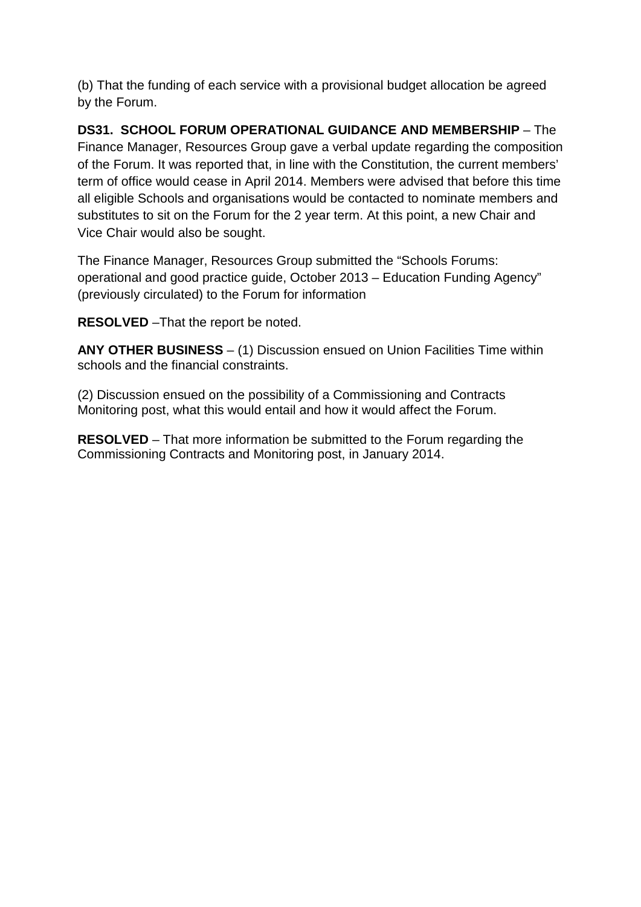(b) That the funding of each service with a provisional budget allocation be agreed by the Forum.

**DS31. SCHOOL FORUM OPERATIONAL GUIDANCE AND MEMBERSHIP** – The Finance Manager, Resources Group gave a verbal update regarding the composition of the Forum. It was reported that, in line with the Constitution, the current members' term of office would cease in April 2014. Members were advised that before this time all eligible Schools and organisations would be contacted to nominate members and substitutes to sit on the Forum for the 2 year term. At this point, a new Chair and Vice Chair would also be sought.

The Finance Manager, Resources Group submitted the "Schools Forums: operational and good practice guide, October 2013 – Education Funding Agency" (previously circulated) to the Forum for information

**RESOLVED** –That the report be noted.

**ANY OTHER BUSINESS** – (1) Discussion ensued on Union Facilities Time within schools and the financial constraints.

(2) Discussion ensued on the possibility of a Commissioning and Contracts Monitoring post, what this would entail and how it would affect the Forum.

**RESOLVED** – That more information be submitted to the Forum regarding the Commissioning Contracts and Monitoring post, in January 2014.